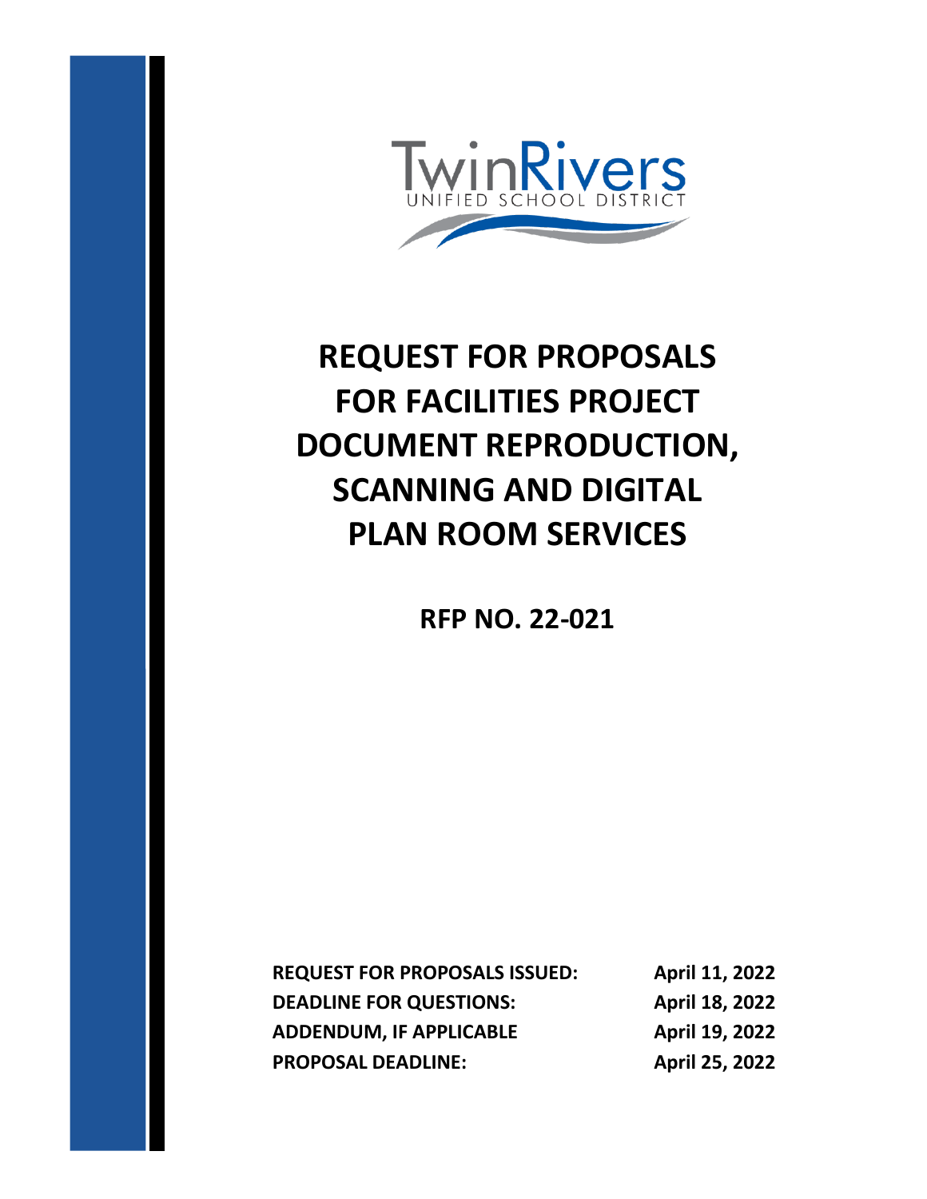TwinRivers
UNIFIED SCHOOL DISTRICT

# REQUEST FOR PROPOSALS FOR FACILITIES PROJECT DOCUMENT REPRODUCTION, SCANNING AND DIGITAL PLAN ROOM SERVICES

## RFP NO. 22-021

| | |
|---|---|
| **REQUEST FOR PROPOSALS ISSUED:** | **April 11, 2022** |
| **DEADLINE FOR QUESTIONS:** | **April 18, 2022** |
| **ADDENDUM, IF APPLICABLE** | **April 19, 2022** |
| **PROPOSAL DEADLINE:** | **April 25, 2022** |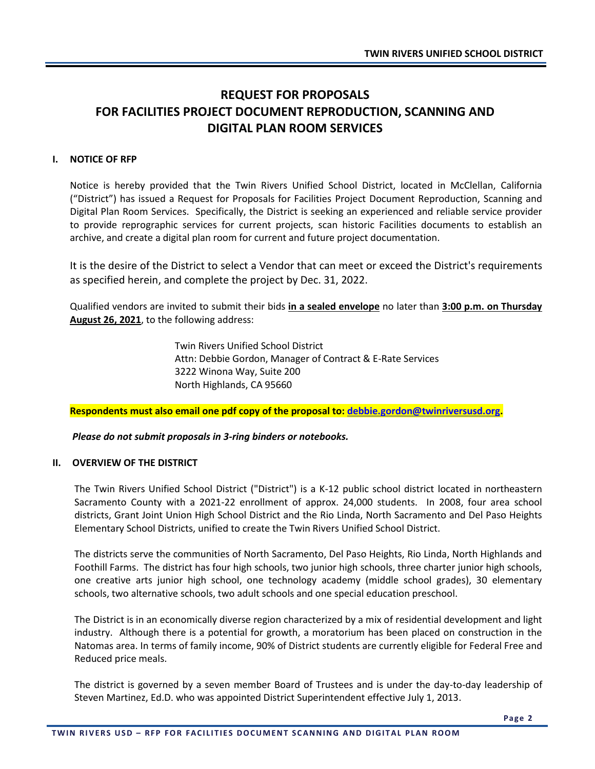# REQUEST FOR PROPOSALS FOR FACILITIES PROJECT DOCUMENT REPRODUCTION, SCANNING AND DIGITAL PLAN ROOM SERVICES

## I. NOTICE OF RFP

Notice is hereby provided that the Twin Rivers Unified School District, located in McClellan, California ("District") has issued a Request for Proposals for Facilities Project Document Reproduction, Scanning and Digital Plan Room Services. Specifically, the District is seeking an experienced and reliable service provider to provide reprographic services for current projects, scan historic Facilities documents to establish an archive, and create a digital plan room for current and future project documentation.

It is the desire of the District to select a Vendor that can meet or exceed the District's requirements as specified herein, and complete the project by Dec. 31, 2022.

Qualified vendors are invited to submit their bids **in a sealed envelope** no later than **3:00 p.m. on Thursday August 26, 2021**, to the following address:

Twin Rivers Unified School District
Attn: Debbie Gordon, Manager of Contract & E-Rate Services
3222 Winona Way, Suite 200
North Highlands, CA 95660

**Respondents must also email one pdf copy of the proposal to: debbie.gordon@twinriversusd.org.**

***Please do not submit proposals in 3-ring binders or notebooks.***

## II. OVERVIEW OF THE DISTRICT

The Twin Rivers Unified School District ("District") is a K-12 public school district located in northeastern Sacramento County with a 2021-22 enrollment of approx. 24,000 students. In 2008, four area school districts, Grant Joint Union High School District and the Rio Linda, North Sacramento and Del Paso Heights Elementary School Districts, unified to create the Twin Rivers Unified School District.

The districts serve the communities of North Sacramento, Del Paso Heights, Rio Linda, North Highlands and Foothill Farms. The district has four high schools, two junior high schools, three charter junior high schools, one creative arts junior high school, one technology academy (middle school grades), 30 elementary schools, two alternative schools, two adult schools and one special education preschool.

The District is in an economically diverse region characterized by a mix of residential development and light industry. Although there is a potential for growth, a moratorium has been placed on construction in the Natomas area. In terms of family income, 90% of District students are currently eligible for Federal Free and Reduced price meals.

The district is governed by a seven member Board of Trustees and is under the day-to-day leadership of Steven Martinez, Ed.D. who was appointed District Superintendent effective July 1, 2013.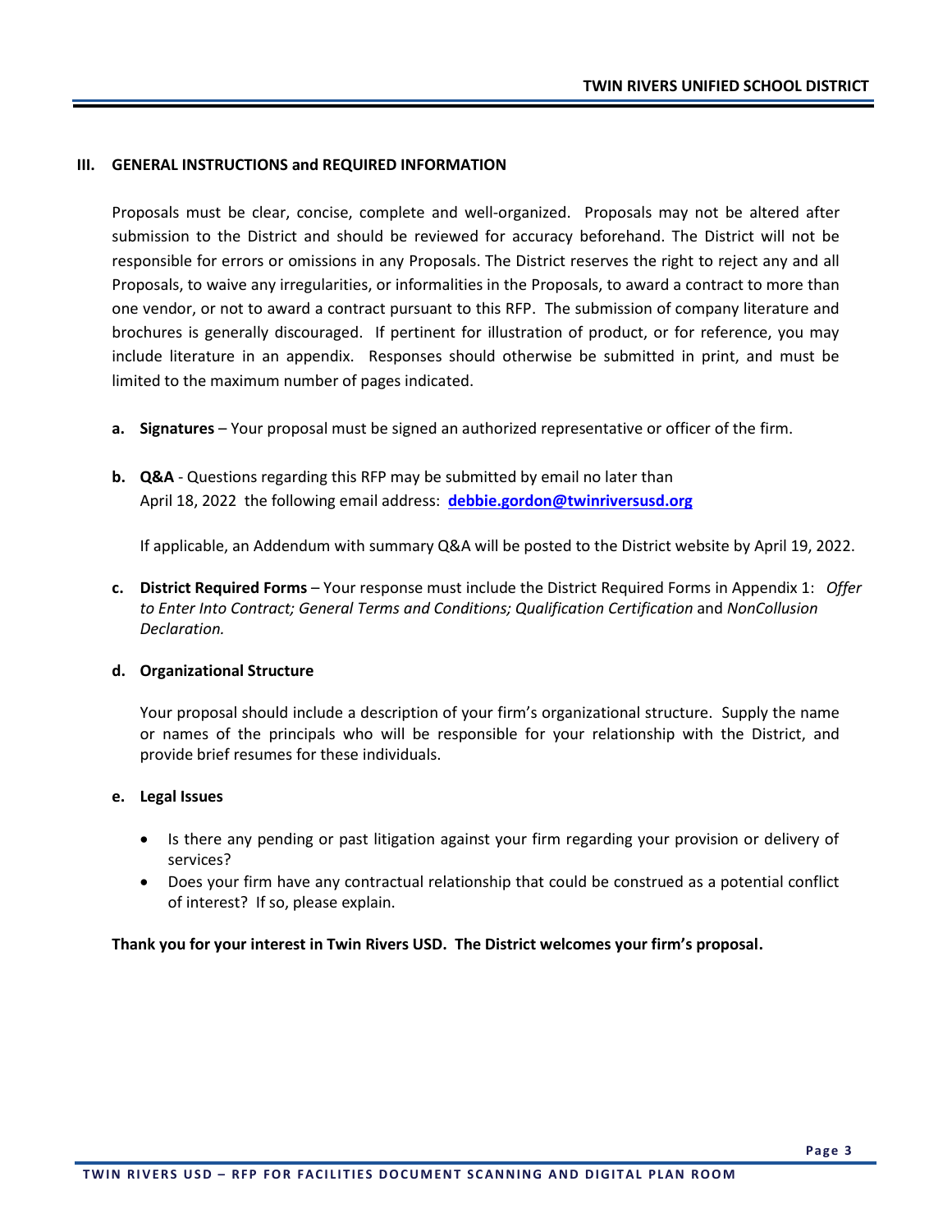## III. GENERAL INSTRUCTIONS and REQUIRED INFORMATION

Proposals must be clear, concise, complete and well-organized. Proposals may not be altered after submission to the District and should be reviewed for accuracy beforehand. The District will not be responsible for errors or omissions in any Proposals. The District reserves the right to reject any and all Proposals, to waive any irregularities, or informalities in the Proposals, to award a contract to more than one vendor, or not to award a contract pursuant to this RFP. The submission of company literature and brochures is generally discouraged. If pertinent for illustration of product, or for reference, you may include literature in an appendix. Responses should otherwise be submitted in print, and must be limited to the maximum number of pages indicated.

**a. Signatures** – Your proposal must be signed an authorized representative or officer of the firm.

**b. Q&A** - Questions regarding this RFP may be submitted by email no later than April 18, 2022 the following email address: **debbie.gordon@twinriversusd.org**

If applicable, an Addendum with summary Q&A will be posted to the District website by April 19, 2022.

**c. District Required Forms** – Your response must include the District Required Forms in Appendix 1: *Offer to Enter Into Contract; General Terms and Conditions; Qualification Certification* and *NonCollusion Declaration.*

**d. Organizational Structure**

Your proposal should include a description of your firm's organizational structure. Supply the name or names of the principals who will be responsible for your relationship with the District, and provide brief resumes for these individuals.

**e. Legal Issues**

- Is there any pending or past litigation against your firm regarding your provision or delivery of services?
- Does your firm have any contractual relationship that could be construed as a potential conflict of interest? If so, please explain.

**Thank you for your interest in Twin Rivers USD. The District welcomes your firm's proposal.**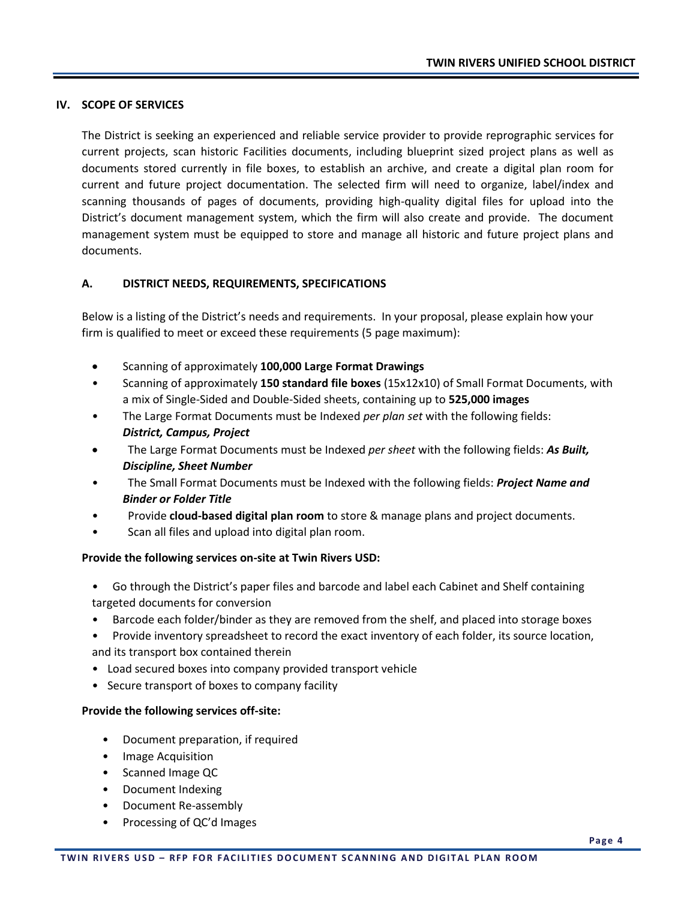## IV. SCOPE OF SERVICES

The District is seeking an experienced and reliable service provider to provide reprographic services for current projects, scan historic Facilities documents, including blueprint sized project plans as well as documents stored currently in file boxes, to establish an archive, and create a digital plan room for current and future project documentation. The selected firm will need to organize, label/index and scanning thousands of pages of documents, providing high-quality digital files for upload into the District's document management system, which the firm will also create and provide. The document management system must be equipped to store and manage all historic and future project plans and documents.

### A. DISTRICT NEEDS, REQUIREMENTS, SPECIFICATIONS

Below is a listing of the District's needs and requirements. In your proposal, please explain how your firm is qualified to meet or exceed these requirements (5 page maximum):

- Scanning of approximately **100,000 Large Format Drawings**
- Scanning of approximately **150 standard file boxes** (15x12x10) of Small Format Documents, with a mix of Single-Sided and Double-Sided sheets, containing up to **525,000 images**
- The Large Format Documents must be Indexed *per plan set* with the following fields: ***District, Campus, Project***
- The Large Format Documents must be Indexed *per sheet* with the following fields: ***As Built, Discipline, Sheet Number***
- The Small Format Documents must be Indexed with the following fields: ***Project Name and Binder or Folder Title***
- Provide **cloud-based digital plan room** to store & manage plans and project documents.
- Scan all files and upload into digital plan room.

**Provide the following services on-site at Twin Rivers USD:**

- Go through the District's paper files and barcode and label each Cabinet and Shelf containing targeted documents for conversion
- Barcode each folder/binder as they are removed from the shelf, and placed into storage boxes
- Provide inventory spreadsheet to record the exact inventory of each folder, its source location, and its transport box contained therein
- Load secured boxes into company provided transport vehicle
- Secure transport of boxes to company facility

**Provide the following services off-site:**

- Document preparation, if required
- Image Acquisition
- Scanned Image QC
- Document Indexing
- Document Re-assembly
- Processing of QC'd Images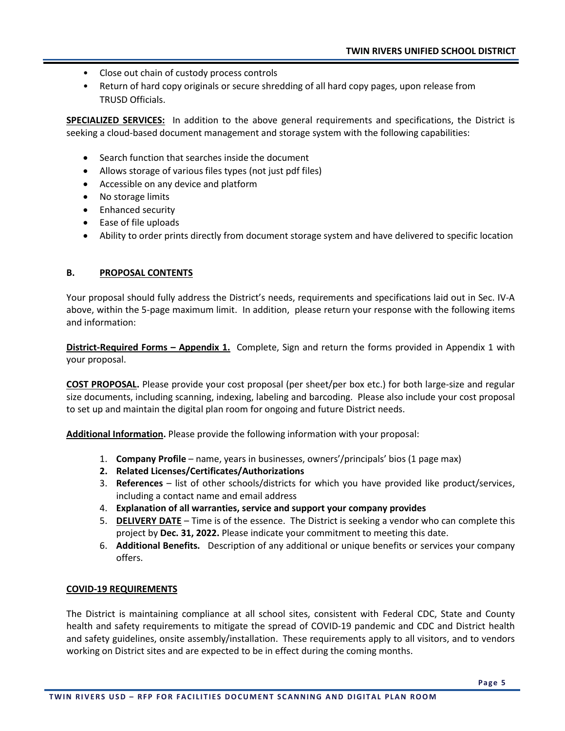- Close out chain of custody process controls
- Return of hard copy originals or secure shredding of all hard copy pages, upon release from TRUSD Officials.

**SPECIALIZED SERVICES:** In addition to the above general requirements and specifications, the District is seeking a cloud-based document management and storage system with the following capabilities:

- Search function that searches inside the document
- Allows storage of various files types (not just pdf files)
- Accessible on any device and platform
- No storage limits
- Enhanced security
- Ease of file uploads
- Ability to order prints directly from document storage system and have delivered to specific location

## B. PROPOSAL CONTENTS

Your proposal should fully address the District's needs, requirements and specifications laid out in Sec. IV-A above, within the 5-page maximum limit. In addition, please return your response with the following items and information:

**District-Required Forms – Appendix 1.** Complete, Sign and return the forms provided in Appendix 1 with your proposal.

**COST PROPOSAL.** Please provide your cost proposal (per sheet/per box etc.) for both large-size and regular size documents, including scanning, indexing, labeling and barcoding. Please also include your cost proposal to set up and maintain the digital plan room for ongoing and future District needs.

**Additional Information.** Please provide the following information with your proposal:

1. **Company Profile** – name, years in businesses, owners'/principals' bios (1 page max)
2. **Related Licenses/Certificates/Authorizations**
3. **References** – list of other schools/districts for which you have provided like product/services, including a contact name and email address
4. **Explanation of all warranties, service and support your company provides**
5. **DELIVERY DATE** – Time is of the essence. The District is seeking a vendor who can complete this project by **Dec. 31, 2022.** Please indicate your commitment to meeting this date.
6. **Additional Benefits.** Description of any additional or unique benefits or services your company offers.

**COVID-19 REQUIREMENTS**

The District is maintaining compliance at all school sites, consistent with Federal CDC, State and County health and safety requirements to mitigate the spread of COVID-19 pandemic and CDC and District health and safety guidelines, onsite assembly/installation. These requirements apply to all visitors, and to vendors working on District sites and are expected to be in effect during the coming months.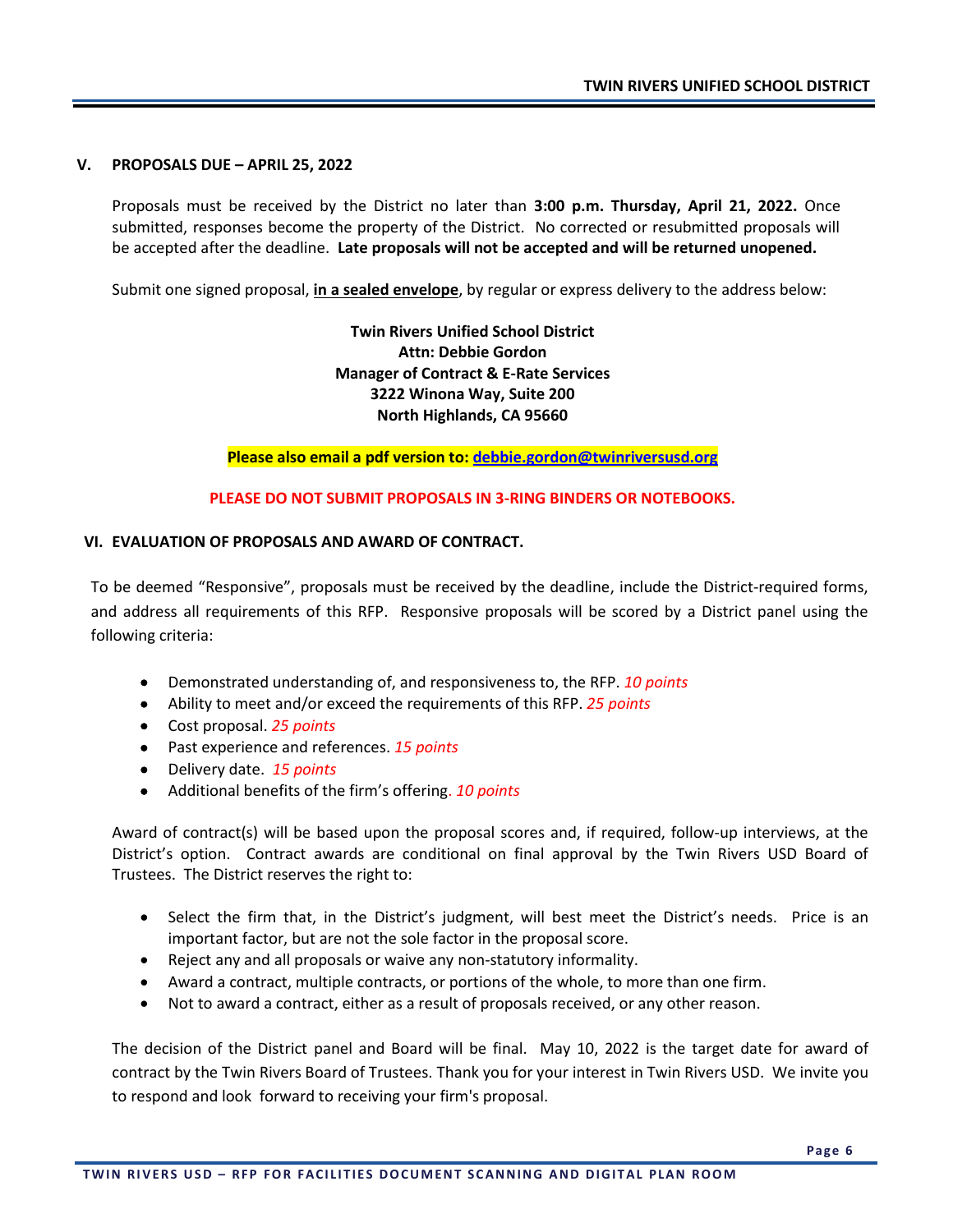## V. PROPOSALS DUE – APRIL 25, 2022

Proposals must be received by the District no later than **3:00 p.m. Thursday, April 21, 2022.** Once submitted, responses become the property of the District. No corrected or resubmitted proposals will be accepted after the deadline. **Late proposals will not be accepted and will be returned unopened.**

Submit one signed proposal, **in a sealed envelope**, by regular or express delivery to the address below:

**Twin Rivers Unified School District**
**Attn: Debbie Gordon**
**Manager of Contract & E-Rate Services**
**3222 Winona Way, Suite 200**
**North Highlands, CA 95660**

**Please also email a pdf version to: debbie.gordon@twinriversusd.org**

**PLEASE DO NOT SUBMIT PROPOSALS IN 3-RING BINDERS OR NOTEBOOKS.**

## VI. EVALUATION OF PROPOSALS AND AWARD OF CONTRACT.

To be deemed "Responsive", proposals must be received by the deadline, include the District-required forms, and address all requirements of this RFP. Responsive proposals will be scored by a District panel using the following criteria:

- Demonstrated understanding of, and responsiveness to, the RFP. *10 points*
- Ability to meet and/or exceed the requirements of this RFP. *25 points*
- Cost proposal. *25 points*
- Past experience and references. *15 points*
- Delivery date. *15 points*
- Additional benefits of the firm's offering. *10 points*

Award of contract(s) will be based upon the proposal scores and, if required, follow-up interviews, at the District's option. Contract awards are conditional on final approval by the Twin Rivers USD Board of Trustees. The District reserves the right to:

- Select the firm that, in the District's judgment, will best meet the District's needs. Price is an important factor, but are not the sole factor in the proposal score.
- Reject any and all proposals or waive any non-statutory informality.
- Award a contract, multiple contracts, or portions of the whole, to more than one firm.
- Not to award a contract, either as a result of proposals received, or any other reason.

The decision of the District panel and Board will be final. May 10, 2022 is the target date for award of contract by the Twin Rivers Board of Trustees. Thank you for your interest in Twin Rivers USD. We invite you to respond and look forward to receiving your firm's proposal.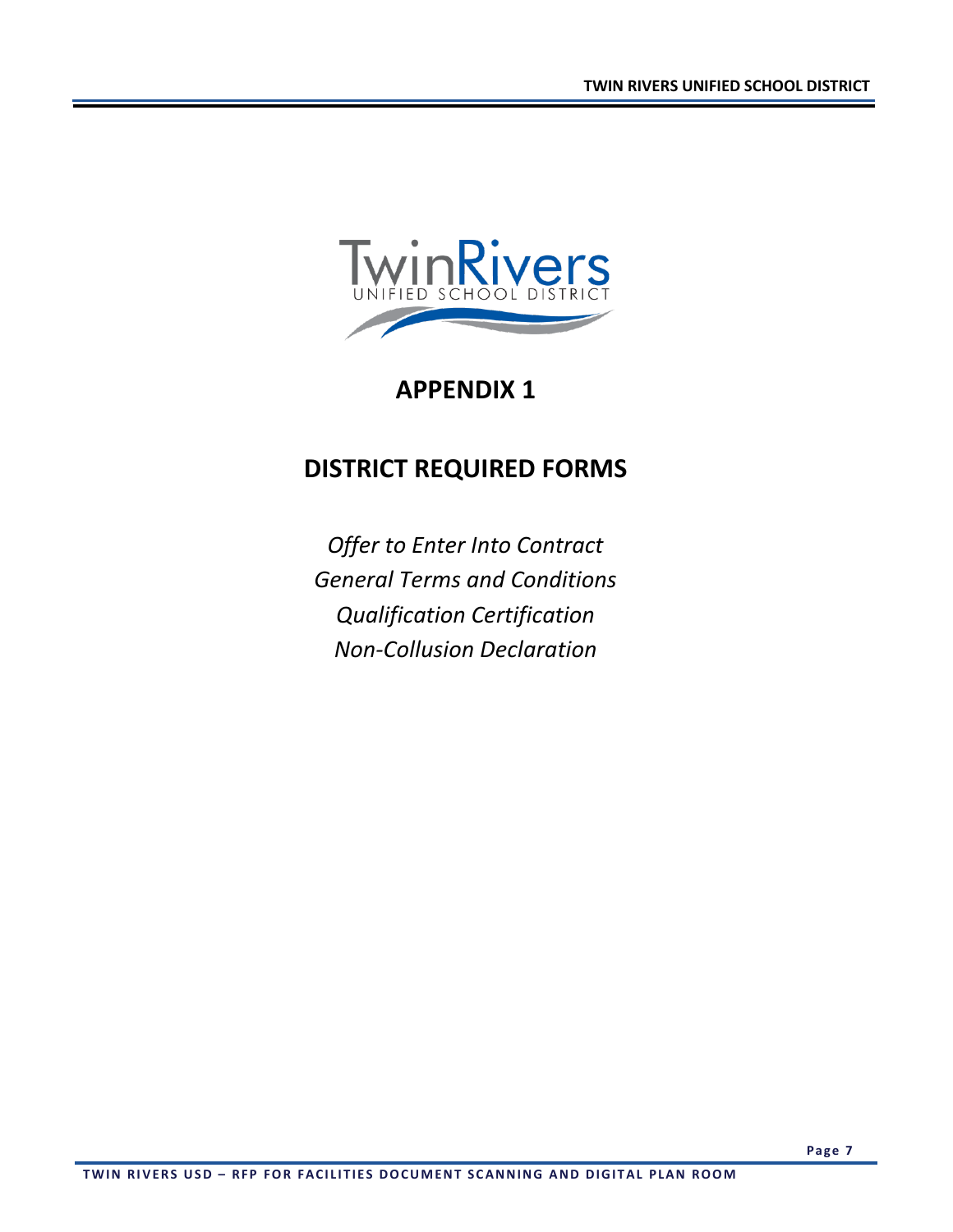# APPENDIX 1

## DISTRICT REQUIRED FORMS

*Offer to Enter Into Contract*
*General Terms and Conditions*
*Qualification Certification*
*Non-Collusion Declaration*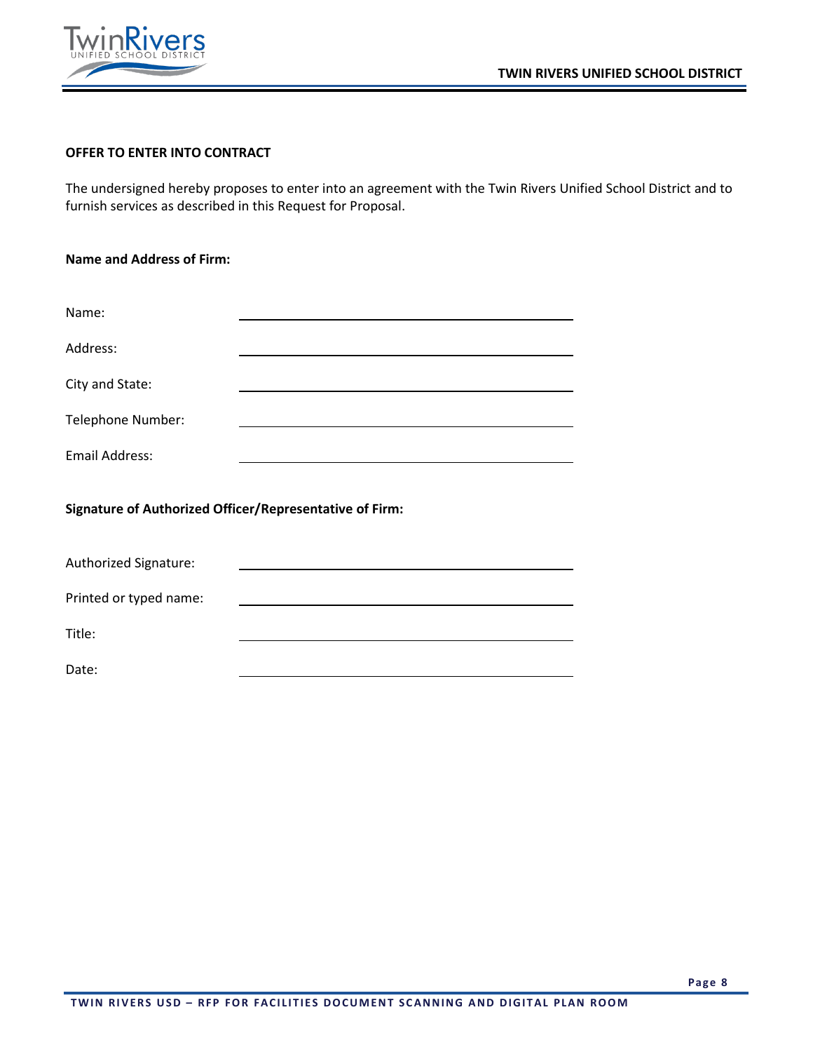**OFFER TO ENTER INTO CONTRACT**

The undersigned hereby proposes to enter into an agreement with the Twin Rivers Unified School District and to furnish services as described in this Request for Proposal.

**Name and Address of Firm:**

Name: \_\_\_\_\_\_\_\_\_\_\_\_\_\_\_\_\_\_\_\_\_\_\_\_\_\_\_\_\_\_\_\_\_\_\_\_\_\_\_\_

Address: \_\_\_\_\_\_\_\_\_\_\_\_\_\_\_\_\_\_\_\_\_\_\_\_\_\_\_\_\_\_\_\_\_\_\_\_\_\_\_\_

City and State: \_\_\_\_\_\_\_\_\_\_\_\_\_\_\_\_\_\_\_\_\_\_\_\_\_\_\_\_\_\_\_\_\_\_\_\_\_\_\_\_

Telephone Number: \_\_\_\_\_\_\_\_\_\_\_\_\_\_\_\_\_\_\_\_\_\_\_\_\_\_\_\_\_\_\_\_\_\_\_\_\_\_\_\_

Email Address: \_\_\_\_\_\_\_\_\_\_\_\_\_\_\_\_\_\_\_\_\_\_\_\_\_\_\_\_\_\_\_\_\_\_\_\_\_\_\_\_

**Signature of Authorized Officer/Representative of Firm:**

Authorized Signature: \_\_\_\_\_\_\_\_\_\_\_\_\_\_\_\_\_\_\_\_\_\_\_\_\_\_\_\_\_\_\_\_\_\_\_\_\_\_\_\_

Printed or typed name: \_\_\_\_\_\_\_\_\_\_\_\_\_\_\_\_\_\_\_\_\_\_\_\_\_\_\_\_\_\_\_\_\_\_\_\_\_\_\_\_

Title: \_\_\_\_\_\_\_\_\_\_\_\_\_\_\_\_\_\_\_\_\_\_\_\_\_\_\_\_\_\_\_\_\_\_\_\_\_\_\_\_

Date: \_\_\_\_\_\_\_\_\_\_\_\_\_\_\_\_\_\_\_\_\_\_\_\_\_\_\_\_\_\_\_\_\_\_\_\_\_\_\_\_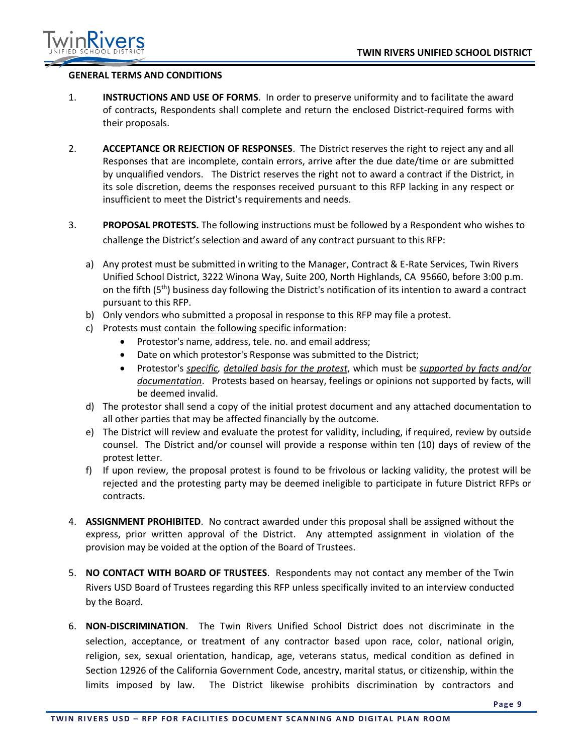**GENERAL TERMS AND CONDITIONS**

1. **INSTRUCTIONS AND USE OF FORMS**. In order to preserve uniformity and to facilitate the award of contracts, Respondents shall complete and return the enclosed District-required forms with their proposals.

2. **ACCEPTANCE OR REJECTION OF RESPONSES**. The District reserves the right to reject any and all Responses that are incomplete, contain errors, arrive after the due date/time or are submitted by unqualified vendors. The District reserves the right not to award a contract if the District, in its sole discretion, deems the responses received pursuant to this RFP lacking in any respect or insufficient to meet the District's requirements and needs.

3. **PROPOSAL PROTESTS.** The following instructions must be followed by a Respondent who wishes to challenge the District's selection and award of any contract pursuant to this RFP:

   a) Any protest must be submitted in writing to the Manager, Contract & E-Rate Services, Twin Rivers Unified School District, 3222 Winona Way, Suite 200, North Highlands, CA 95660, before 3:00 p.m. on the fifth (5th) business day following the District's notification of its intention to award a contract pursuant to this RFP.
   b) Only vendors who submitted a proposal in response to this RFP may file a protest.
   c) Protests must contain the following specific information:
      - Protestor's name, address, tele. no. and email address;
      - Date on which protestor's Response was submitted to the District;
      - Protestor's *specific, detailed basis for the protest*, which must be *supported by facts and/or documentation*. Protests based on hearsay, feelings or opinions not supported by facts, will be deemed invalid.
   d) The protestor shall send a copy of the initial protest document and any attached documentation to all other parties that may be affected financially by the outcome.
   e) The District will review and evaluate the protest for validity, including, if required, review by outside counsel. The District and/or counsel will provide a response within ten (10) days of review of the protest letter.
   f) If upon review, the proposal protest is found to be frivolous or lacking validity, the protest will be rejected and the protesting party may be deemed ineligible to participate in future District RFPs or contracts.

4. **ASSIGNMENT PROHIBITED**. No contract awarded under this proposal shall be assigned without the express, prior written approval of the District. Any attempted assignment in violation of the provision may be voided at the option of the Board of Trustees.

5. **NO CONTACT WITH BOARD OF TRUSTEES**. Respondents may not contact any member of the Twin Rivers USD Board of Trustees regarding this RFP unless specifically invited to an interview conducted by the Board.

6. **NON-DISCRIMINATION**. The Twin Rivers Unified School District does not discriminate in the selection, acceptance, or treatment of any contractor based upon race, color, national origin, religion, sex, sexual orientation, handicap, age, veterans status, medical condition as defined in Section 12926 of the California Government Code, ancestry, marital status, or citizenship, within the limits imposed by law. The District likewise prohibits discrimination by contractors and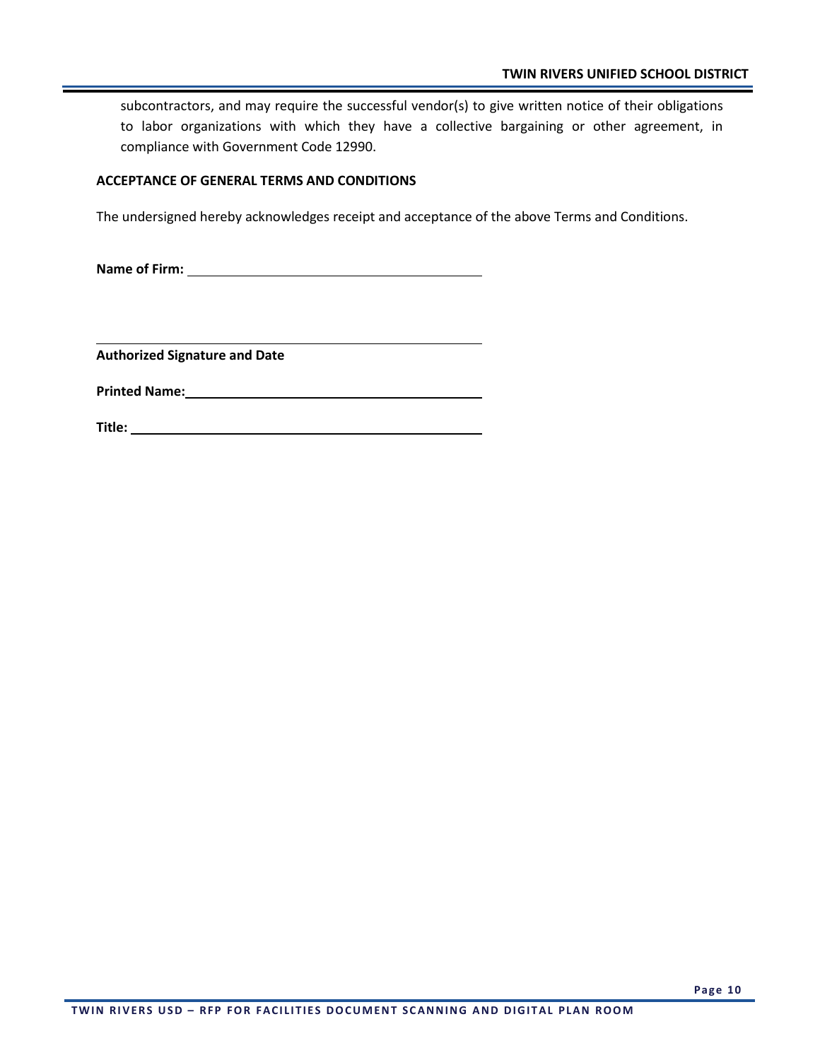subcontractors, and may require the successful vendor(s) to give written notice of their obligations to labor organizations with which they have a collective bargaining or other agreement, in compliance with Government Code 12990.

**ACCEPTANCE OF GENERAL TERMS AND CONDITIONS**

The undersigned hereby acknowledges receipt and acceptance of the above Terms and Conditions.

**Name of Firm:** ______________________________

______________________________

**Authorized Signature and Date**

**Printed Name:** ______________________________

**Title:** ______________________________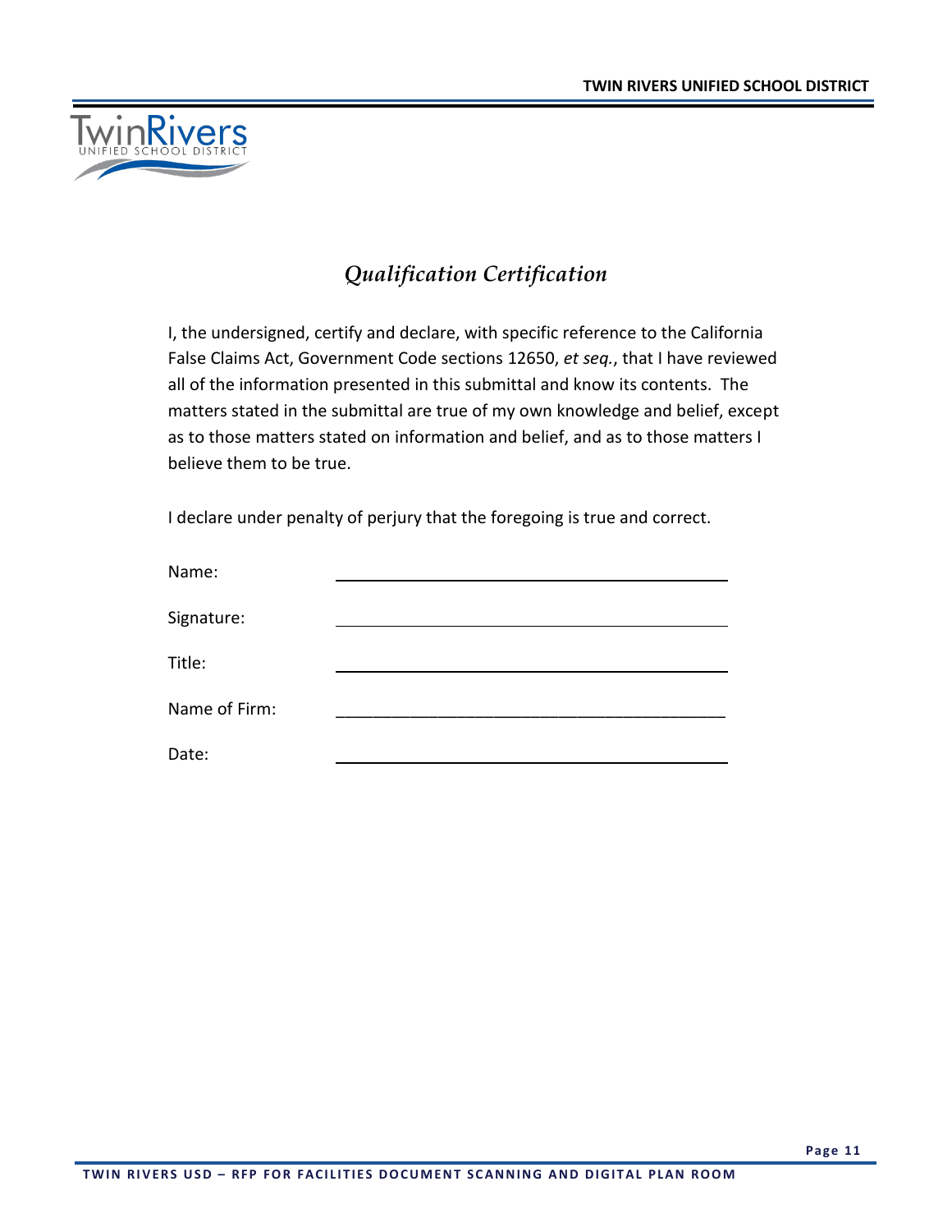## *Qualification Certification*

I, the undersigned, certify and declare, with specific reference to the California False Claims Act, Government Code sections 12650, *et seq.*, that I have reviewed all of the information presented in this submittal and know its contents. The matters stated in the submittal are true of my own knowledge and belief, except as to those matters stated on information and belief, and as to those matters I believe them to be true.

I declare under penalty of perjury that the foregoing is true and correct.

Name: ___________________________________________

Signature: ___________________________________________

Title: ___________________________________________

Name of Firm: ___________________________________________

Date: ___________________________________________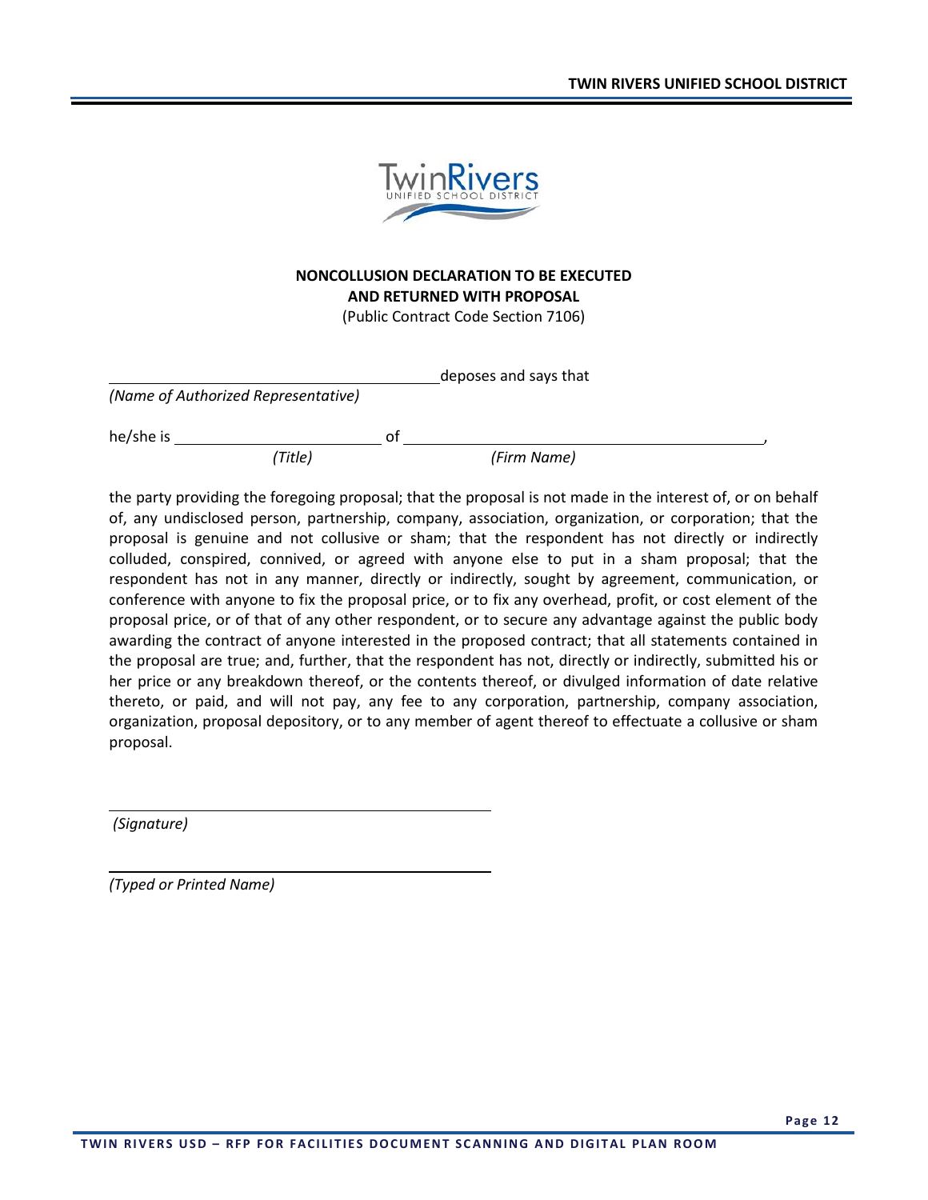**NONCOLLUSION DECLARATION TO BE EXECUTED AND RETURNED WITH PROPOSAL**

(Public Contract Code Section 7106)

\_\_\_\_\_\_\_\_\_\_\_\_\_\_\_\_\_\_\_\_\_\_\_\_\_\_\_\_\_\_\_\_\_\_\_\_\_\_\_\_ deposes and says that
*(Name of Authorized Representative)*

he/she is \_\_\_\_\_\_\_\_\_\_\_\_\_\_\_\_\_\_\_\_\_\_\_\_\_\_ of \_\_\_\_\_\_\_\_\_\_\_\_\_\_\_\_\_\_\_\_\_\_\_\_\_\_\_\_\_\_\_\_\_\_\_\_\_\_\_\_\_\_\_\_,
*(Title)* *(Firm Name)*

the party providing the foregoing proposal; that the proposal is not made in the interest of, or on behalf of, any undisclosed person, partnership, company, association, organization, or corporation; that the proposal is genuine and not collusive or sham; that the respondent has not directly or indirectly colluded, conspired, connived, or agreed with anyone else to put in a sham proposal; that the respondent has not in any manner, directly or indirectly, sought by agreement, communication, or conference with anyone to fix the proposal price, or to fix any overhead, profit, or cost element of the proposal price, or of that of any other respondent, or to secure any advantage against the public body awarding the contract of anyone interested in the proposed contract; that all statements contained in the proposal are true; and, further, that the respondent has not, directly or indirectly, submitted his or her price or any breakdown thereof, or the contents thereof, or divulged information of date relative thereto, or paid, and will not pay, any fee to any corporation, partnership, company association, organization, proposal depository, or to any member of agent thereof to effectuate a collusive or sham proposal.

\_\_\_\_\_\_\_\_\_\_\_\_\_\_\_\_\_\_\_\_\_\_\_\_\_\_\_\_\_\_\_\_\_\_\_\_\_\_\_\_\_\_\_\_
*(Signature)*

\_\_\_\_\_\_\_\_\_\_\_\_\_\_\_\_\_\_\_\_\_\_\_\_\_\_\_\_\_\_\_\_\_\_\_\_\_\_\_\_\_\_\_\_
*(Typed or Printed Name)*